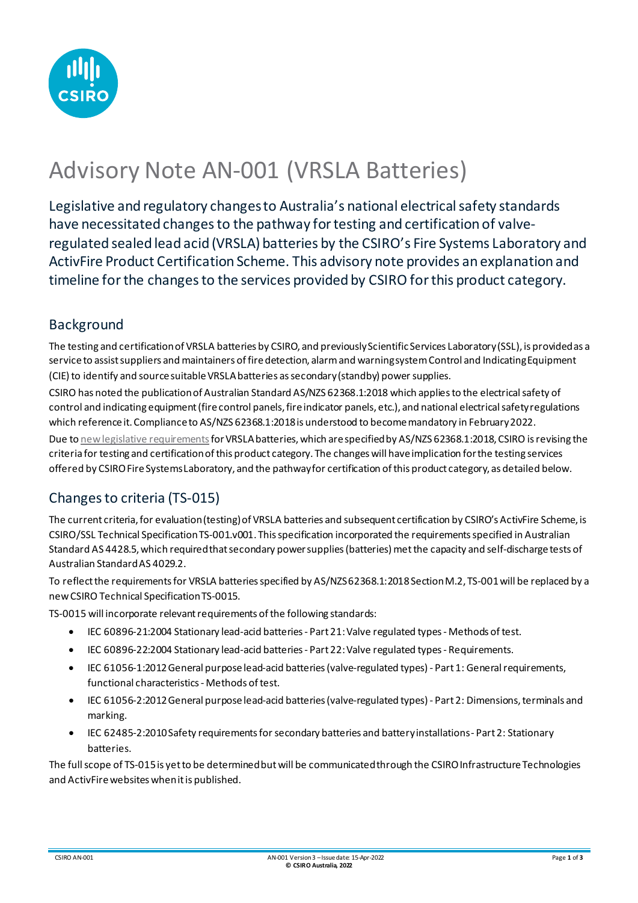# Advisory Note AN-001 (VRSLA Batteries)

Legislative and regulatory changes to Australia's national electrical safety standards have necessitated changes to the pathway for testing and certification of valve-regulated sealed lead acid (VRSLA) batteries by the CSIRO's Fire Systems Laboratory and ActivFire Product Certification Scheme. This advisory note provides an explanation and timeline for the changes to the services provided by CSIRO for this product category.

## Background

The testing and certification of VRSLA batteries by CSIRO, and previously Scientific Services Laboratory (SSL), is provided as a service to assist suppliers and maintainers of fire detection, alarm and warning system Control and Indicating Equipment (CIE) to identify and source suitable VRSLA batteries as secondary (standby) power supplies.

CSIRO has noted the publication of Australian Standard AS/NZS 62368.1:2018 which applies to the electrical safety of control and indicating equipment (fire control panels, fire indicator panels, etc.), and national electrical safety regulations which reference it. Compliance to AS/NZS 62368.1:2018 is understood to become mandatory in February 2022.

Due to new legislative requirements for VRSLA batteries, which are specified by AS/NZS 62368.1:2018, CSIRO is revising the criteria for testing and certification of this product category. The changes will have implication for the testing services offered by CSIRO Fire Systems Laboratory, and the pathway for certification of this product category, as detailed below.

## Changes to criteria (TS-015)

The current criteria, for evaluation (testing) of VRSLA batteries and subsequent certification by CSIRO's ActivFire Scheme, is CSIRO/SSL Technical Specification TS-001.v001. This specification incorporated the requirements specified in Australian Standard AS 4428.5, which required that secondary power supplies (batteries) met the capacity and self-discharge tests of Australian Standard AS 4029.2.

To reflect the requirements for VRSLA batteries specified by AS/NZS 62368.1:2018 Section M.2, TS-001 will be replaced by a new CSIRO Technical Specification TS-0015.

TS-0015 will incorporate relevant requirements of the following standards:

- IEC 60896-21:2004 Stationary lead-acid batteries - Part 21: Valve regulated types - Methods of test.
- IEC 60896-22:2004 Stationary lead-acid batteries - Part 22: Valve regulated types - Requirements.
- IEC 61056-1:2012 General purpose lead-acid batteries (valve-regulated types) - Part 1: General requirements, functional characteristics - Methods of test.
- IEC 61056-2:2012 General purpose lead-acid batteries (valve-regulated types) - Part 2: Dimensions, terminals and marking.
- IEC 62485-2:2010 Safety requirements for secondary batteries and battery installations - Part 2: Stationary batteries.

The full scope of TS-015 is yet to be determined but will be communicated through the CSIRO Infrastructure Technologies and ActivFire websites when it is published.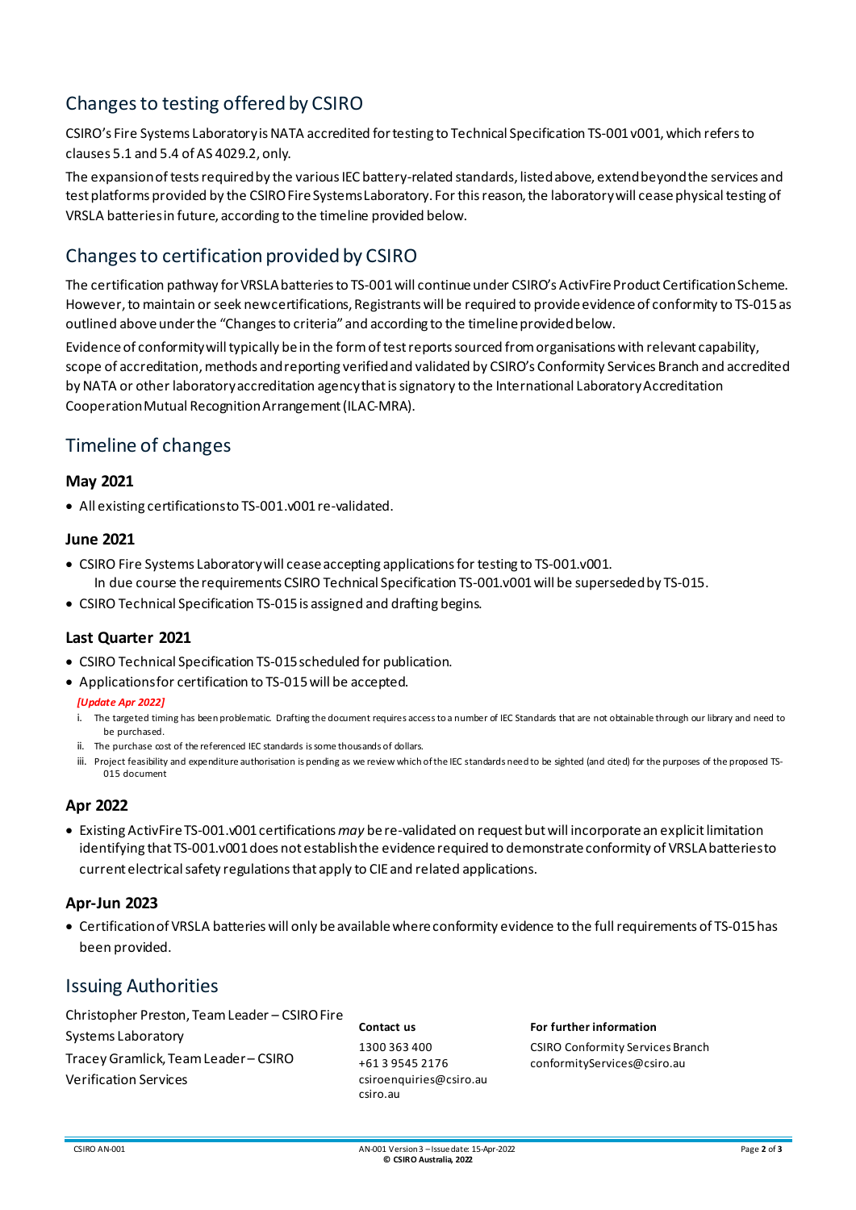## Changes to testing offered by CSIRO

CSIRO's Fire Systems Laboratory is NATA accredited for testing to Technical Specification TS-001 v001, which refers to clauses 5.1 and 5.4 of AS 4029.2, only.

The expansion of tests required by the various IEC battery-related standards, listed above, extend beyond the services and test platforms provided by the CSIRO Fire Systems Laboratory. For this reason, the laboratory will cease physical testing of VRSLA batteries in future, according to the timeline provided below.

## Changes to certification provided by CSIRO

The certification pathway for VRSLA batteries to TS-001 will continue under CSIRO's ActivFire Product Certification Scheme. However, to maintain or seek new certifications, Registrants will be required to provide evidence of conformity to TS-015 as outlined above under the "Changes to criteria" and according to the timeline provided below.

Evidence of conformity will typically be in the form of test reports sourced from organisations with relevant capability, scope of accreditation, methods and reporting verified and validated by CSIRO's Conformity Services Branch and accredited by NATA or other laboratory accreditation agency that is signatory to the International Laboratory Accreditation Cooperation Mutual Recognition Arrangement (ILAC-MRA).

## Timeline of changes

### May 2021

- All existing certifications to TS-001.v001 re-validated.

### June 2021

- CSIRO Fire Systems Laboratory will cease accepting applications for testing to TS-001.v001.
  In due course the requirements CSIRO Technical Specification TS-001.v001 will be superseded by TS-015.
- CSIRO Technical Specification TS-015 is assigned and drafting begins.

### Last Quarter 2021

- CSIRO Technical Specification TS-015 scheduled for publication.
- Applications for certification to TS-015 will be accepted.

***[Update Apr 2022]***

i. The targeted timing has been problematic. Drafting the document requires access to a number of IEC Standards that are not obtainable through our library and need to be purchased.

ii. The purchase cost of the referenced IEC standards is some thousands of dollars.

iii. Project feasibility and expenditure authorisation is pending as we review which of the IEC standards need to be sighted (and cited) for the purposes of the proposed TS-015 document

### Apr 2022

- Existing ActivFire TS-001.v001 certifications *may* be re-validated on request but will incorporate an explicit limitation identifying that TS-001.v001 does not establish the evidence required to demonstrate conformity of VRSLA batteries to current electrical safety regulations that apply to CIE and related applications.

### Apr-Jun 2023

- Certification of VRSLA batteries will only be available where conformity evidence to the full requirements of TS-015 has been provided.

## Issuing Authorities

Christopher Preston, Team Leader – CSIRO Fire Systems Laboratory

Tracey Gramlick, Team Leader – CSIRO Verification Services

**Contact us**

1300 363 400
+61 3 9545 2176
csiroenquiries@csiro.au
csiro.au

**For further information**

CSIRO Conformity Services Branch
conformityServices@csiro.au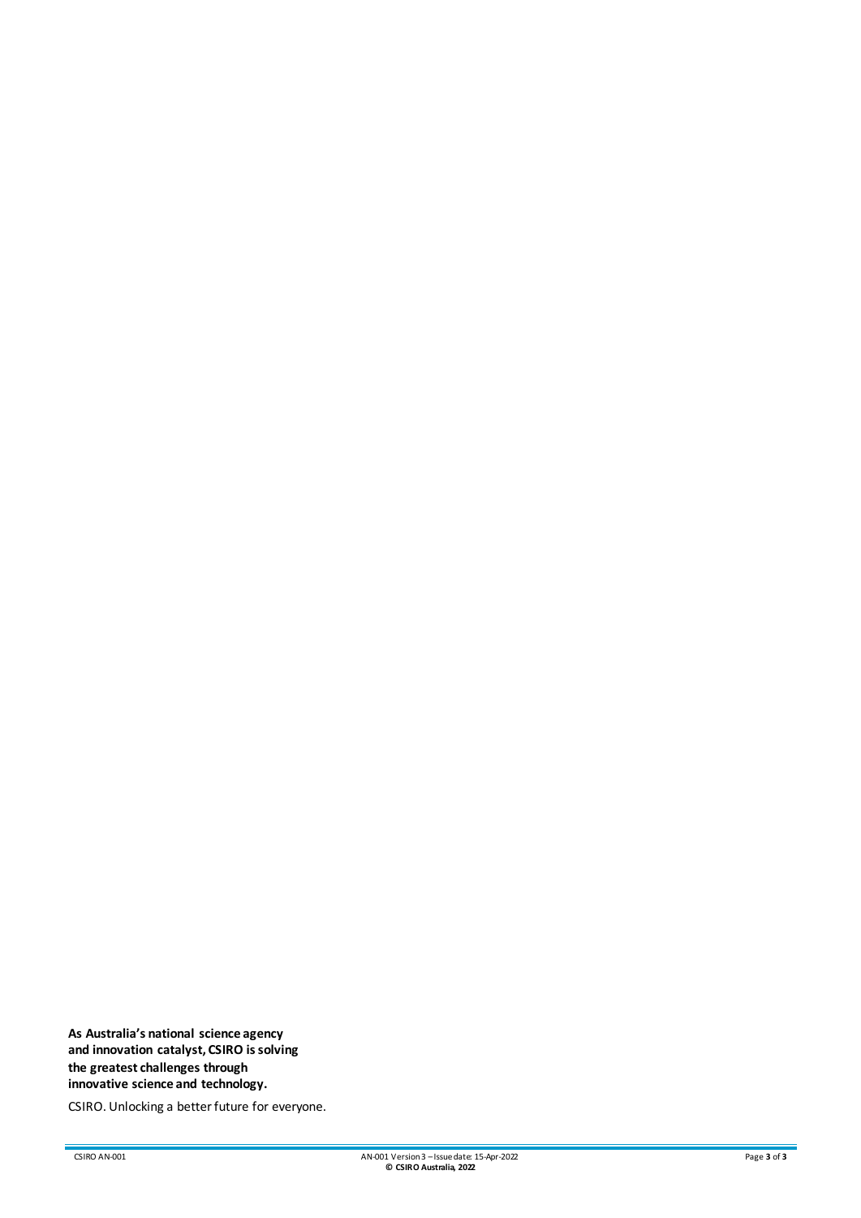**As Australia's national science agency and innovation catalyst, CSIRO is solving the greatest challenges through innovative science and technology.**

CSIRO. Unlocking a better future for everyone.